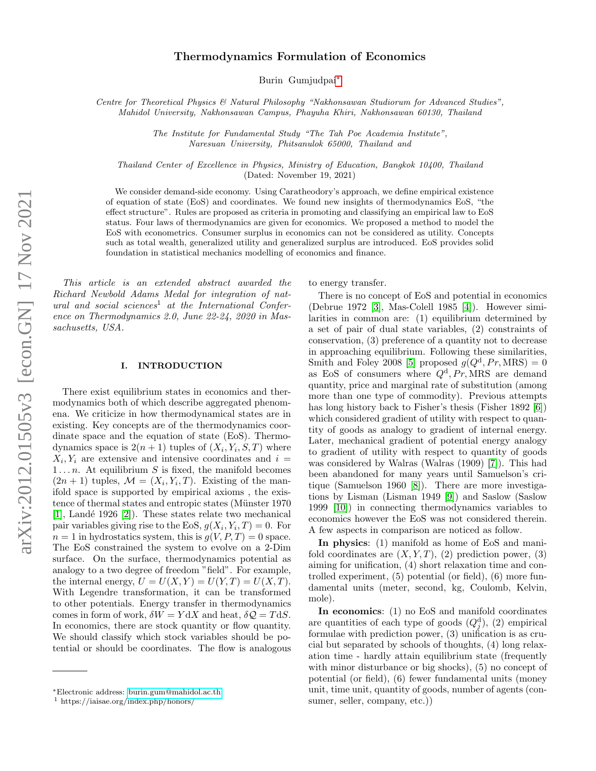# Thermodynamics Formulation of Economics

Burin Gumjudpai*

*Centre for Theoretical Physics & Natural Philosophy "Nakhonsawan Studiorum for Advanced Studies", Mahidol University, Nakhonsawan Campus, Phayuha Khiri, Nakhonsawan 60130, Thailand*

*The Institute for Fundamental Study "The Tah Poe Academia Institute", Naresuan University, Phitsanulok 65000, Thailand and*

*Thailand Center of Excellence in Physics, Ministry of Education, Bangkok 10400, Thailand*

(Dated: November 19, 2021)

We consider demand-side economy. Using Caratheodory's approach, we define empirical existence of equation of state (EoS) and coordinates. We found new insights of thermodynamics EoS, "the effect structure". Rules are proposed as criteria in promoting and classifying an empirical law to EoS status. Four laws of thermodynamics are given for economics. We proposed a method to model the EoS with econometrics. Consumer surplus in economics can not be considered as utility. Concepts such as total wealth, generalized utility and generalized surplus are introduced. EoS provides solid foundation in statistical mechanics modelling of economics and finance.

*This article is an extended abstract awarded the Richard Newbold Adams Medal for integration of natural and social sciences*[1] *at the International Conference on Thermodynamics 2.0, June 22-24, 2020 in Massachusetts, USA.*

## I. INTRODUCTION

There exist equilibrium states in economics and thermodynamics both of which describe aggregated phenomena. We criticize in how thermodynamical states are in existing. Key concepts are of the thermodynamics coordinate space and the equation of state (EoS). Thermodynamics space is $2(n+1)$ tuples of $(X_i, Y_i, S, T)$ where $X_i, Y_i$ are extensive and intensive coordinates and $i = 1 \ldots n$. At equilibrium $S$ is fixed, the manifold becomes $(2n+1)$ tuples, $\mathcal{M} = (X_i, Y_i, T)$. Existing of the manifold space is supported by empirical axioms , the existence of thermal states and entropic states (Münster 1970 [1], Landé 1926 [2]). These states relate two mechanical pair variables giving rise to the EoS, $g(X_i, Y_i, T) = 0$. For $n = 1$ in hydrostatics system, this is $g(V, P, T) = 0$ space. The EoS constrained the system to evolve on a 2-Dim surface. On the surface, thermodynamics potential as analogy to a two degree of freedom "field". For example, the internal energy, $U = U(X, Y) = U(Y, T) = U(X, T)$. With Legendre transformation, it can be transformed to other potentials. Energy transfer in thermodynamics comes in form of work, $\delta W = Y \mathrm{d}X$ and heat, $\delta \mathcal{Q} = T \mathrm{d}S$. In economics, there are stock quantity or flow quantity. We should classify which stock variables should be potential or should be coordinates. The flow is analogous to energy transfer.

There is no concept of EoS and potential in economics (Debrue 1972 [3], Mas-Colell 1985 [4]). However similarities in common are: (1) equilibrium determined by a set of pair of dual state variables, (2) constraints of conservation, (3) preference of a quantity not to decrease in approaching equilibrium. Following these similarities, Smith and Foley 2008 [5] proposed $g(Q^{\rm d}, Pr, \mathrm{MRS}) = 0$ as EoS of consumers where $Q^{\rm d}, Pr, \mathrm{MRS}$ are demand quantity, price and marginal rate of substitution (among more than one type of commodity). Previous attempts has long history back to Fisher's thesis (Fisher 1892 [6]) which considered gradient of utility with respect to quantity of goods as analogy to gradient of internal energy. Later, mechanical gradient of potential energy analogy to gradient of utility with respect to quantity of goods was considered by Walras (Walras (1909) [7]). This had been abandoned for many years until Samuelson's critique (Samuelson 1960 [8]). There are more investigations by Lisman (Lisman 1949 [9]) and Saslow (Saslow 1999 [10]) in connecting thermodynamics variables to economics however the EoS was not considered therein. A few aspects in comparison are noticed as follow.

**In physics**: (1) manifold as home of EoS and manifold coordinates are $(X, Y, T)$, (2) prediction power, (3) aiming for unification, (4) short relaxation time and controlled experiment, (5) potential (or field), (6) more fundamental units (meter, second, kg, Coulomb, Kelvin, mole).

**In economics**: (1) no EoS and manifold coordinates are quantities of each type of goods ($Q^{\rm d}_j$), (2) empirical formulae with prediction power, (3) unification is as crucial but separated by schools of thoughts, (4) long relaxation time - hardly attain equilibrium state (frequently with minor disturbance or big shocks), (5) no concept of potential (or field), (6) fewer fundamental units (money unit, time unit, quantity of goods, number of agents (consumer, seller, company, etc.))

---

*Electronic address: burin.gum@mahidol.ac.th

[1] https://iaisae.org/index.php/honors/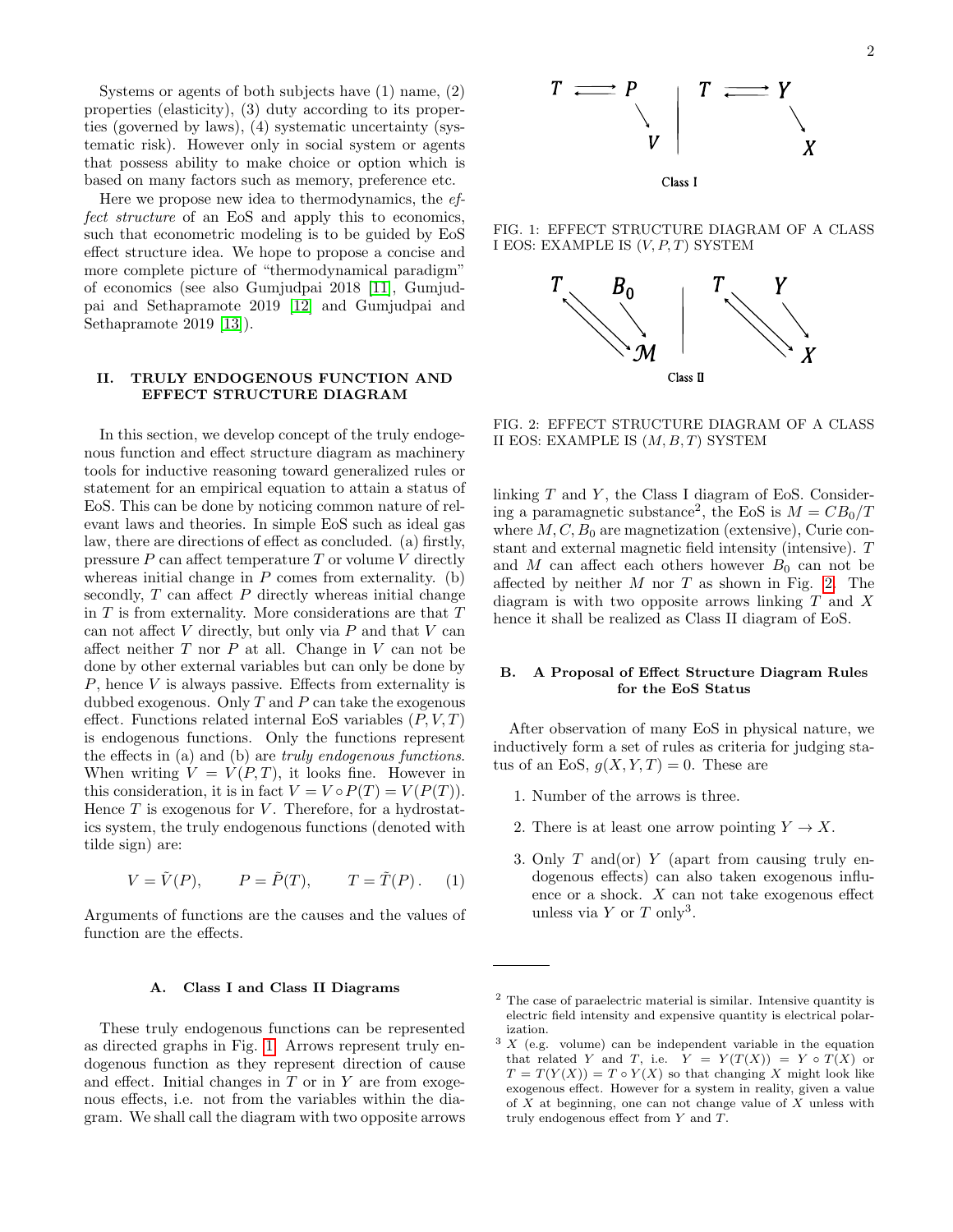Systems or agents of both subjects have (1) name, (2) properties (elasticity), (3) duty according to its properties (governed by laws), (4) systematic uncertainty (systematic risk). However only in social system or agents that possess ability to make choice or option which is based on many factors such as memory, preference etc.

Here we propose new idea to thermodynamics, the *effect structure* of an EoS and apply this to economics, such that econometric modeling is to be guided by EoS effect structure idea. We hope to propose a concise and more complete picture of "thermodynamical paradigm" of economics (see also Gumjudpai 2018 [11], Gumjudpai and Sethapramote 2019 [12] and Gumjudpai and Sethapramote 2019 [13]).

## II. TRULY ENDOGENOUS FUNCTION AND EFFECT STRUCTURE DIAGRAM

In this section, we develop concept of the truly endogenous function and effect structure diagram as machinery tools for inductive reasoning toward generalized rules or statement for an empirical equation to attain a status of EoS. This can be done by noticing common nature of relevant laws and theories. In simple EoS such as ideal gas law, there are directions of effect as concluded. (a) firstly, pressure $P$ can affect temperature $T$ or volume $V$ directly whereas initial change in $P$ comes from externality. (b) secondly, $T$ can affect $P$ directly whereas initial change in $T$ is from externality. More considerations are that $T$ can not affect $V$ directly, but only via $P$ and that $V$ can affect neither $T$ nor $P$ at all. Change in $V$ can not be done by other external variables but can only be done by $P$, hence $V$ is always passive. Effects from externality is dubbed exogenous. Only $T$ and $P$ can take the exogenous effect. Functions related internal EoS variables $(P, V, T)$ is endogenous functions. Only the functions represent the effects in (a) and (b) are *truly endogenous functions*. When writing $V = V(P, T)$, it looks fine. However in this consideration, it is in fact $V = V \circ P(T) = V(P(T))$. Hence $T$ is exogenous for $V$. Therefore, for a hydrostatics system, the truly endogenous functions (denoted with tilde sign) are:

$$V = \tilde{V}(P), \qquad P = \tilde{P}(T), \qquad T = \tilde{T}(P)\,. \qquad (1)$$

Arguments of functions are the causes and the values of function are the effects.

### A. Class I and Class II Diagrams

These truly endogenous functions can be represented as directed graphs in Fig. 1. Arrows represent truly endogenous function as they represent direction of cause and effect. Initial changes in $T$ or in $Y$ are from exogenous effects, i.e. not from the variables within the diagram. We shall call the diagram with two opposite arrows linking $T$ and $Y$, the Class I diagram of EoS. Considering a paramagnetic substance[2], the EoS is $M = CB_0/T$ where $M, C, B_0$ are magnetization (extensive), Curie constant and external magnetic field intensity (intensive). $T$ and $M$ can affect each others however $B_0$ can not be affected by neither $M$ nor $T$ as shown in Fig. 2. The diagram is with two opposite arrows linking $T$ and $X$ hence it shall be realized as Class II diagram of EoS.

Class I

FIG. 1: EFFECT STRUCTURE DIAGRAM OF A CLASS I EOS: EXAMPLE IS $(V, P, T)$ SYSTEM

Class II

FIG. 2: EFFECT STRUCTURE DIAGRAM OF A CLASS II EOS: EXAMPLE IS $(M, B, T)$ SYSTEM

### B. A Proposal of Effect Structure Diagram Rules for the EoS Status

After observation of many EoS in physical nature, we inductively form a set of rules as criteria for judging status of an EoS, $g(X, Y, T) = 0$. These are

1. Number of the arrows is three.
2. There is at least one arrow pointing $Y \to X$.
3. Only $T$ and(or) $Y$ (apart from causing truly endogenous effects) can also taken exogenous influence or a shock. $X$ can not take exogenous effect unless via $Y$ or $T$ only[3].

---

[2] The case of paraelectric material is similar. Intensive quantity is electric field intensity and expensive quantity is electrical polarization.

[3] $X$ (e.g. volume) can be independent variable in the equation that related $Y$ and $T$, i.e. $Y = Y(T(X)) = Y \circ T(X)$ or $T = T(Y(X)) = T \circ Y(X)$ so that changing $X$ might look like exogenous effect. However for a system in reality, given a value of $X$ at beginning, one can not change value of $X$ unless with truly endogenous effect from $Y$ and $T$.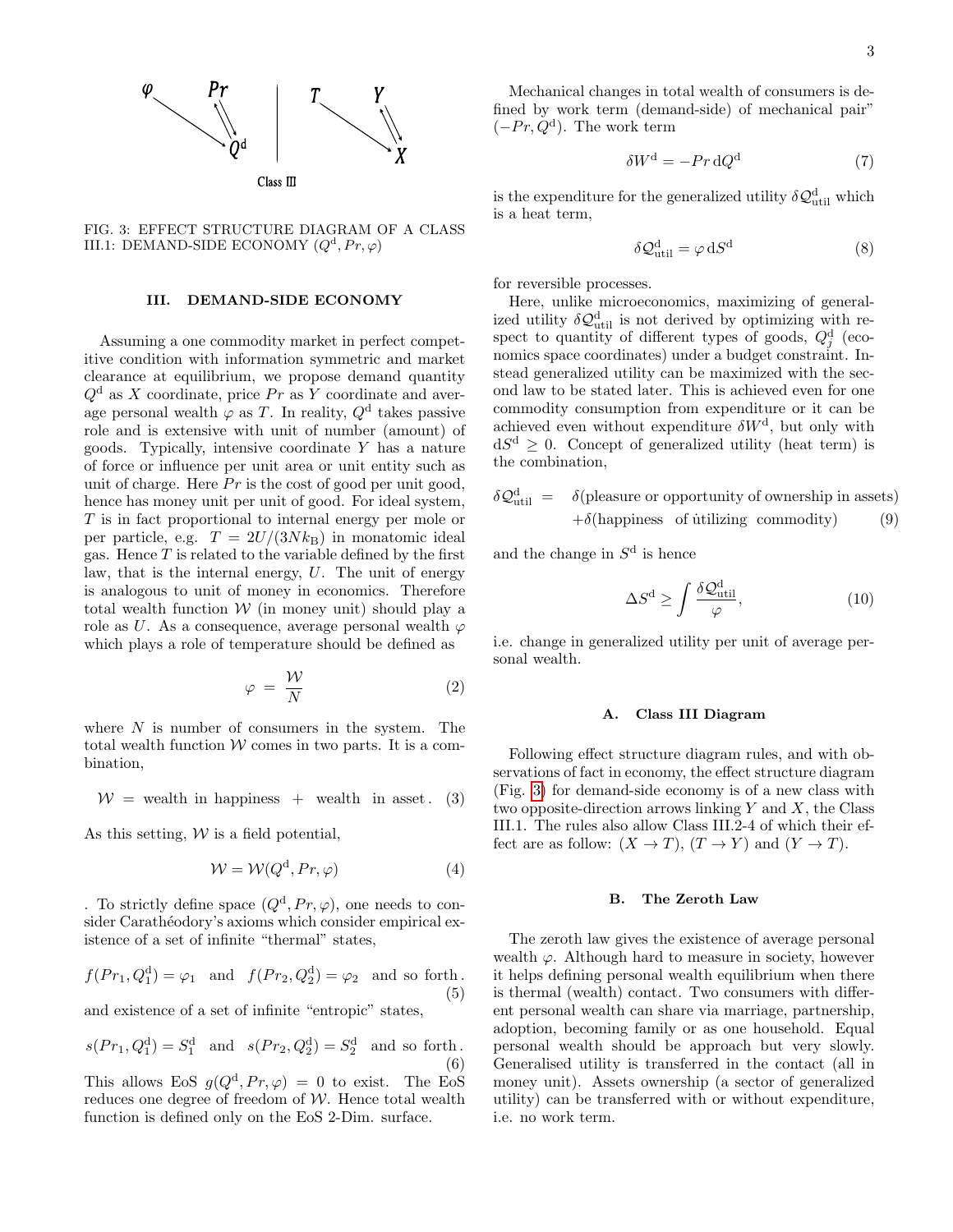FIG. 3: EFFECT STRUCTURE DIAGRAM OF A CLASS III.1: DEMAND-SIDE ECONOMY $(Q^{\mathrm{d}}, Pr, \varphi)$

## III. DEMAND-SIDE ECONOMY

Assuming a one commodity market in perfect competitive condition with information symmetric and market clearance at equilibrium, we propose demand quantity $Q^{\mathrm{d}}$ as $X$ coordinate, price $Pr$ as $Y$ coordinate and average personal wealth $\varphi$ as $T$. In reality, $Q^{\mathrm{d}}$ takes passive role and is extensive with unit of number (amount) of goods. Typically, intensive coordinate $Y$ has a nature of force or influence per unit area or unit entity such as unit of charge. Here $Pr$ is the cost of good per unit good, hence has money unit per unit of good. For ideal system, $T$ is in fact proportional to internal energy per mole or per particle, e.g. $T = 2U/(3Nk_{\mathrm{B}})$ in monatomic ideal gas. Hence $T$ is related to the variable defined by the first law, that is the internal energy, $U$. The unit of energy is analogous to unit of money in economics. Therefore total wealth function $\mathcal{W}$ (in money unit) should play a role as $U$. As a consequence, average personal wealth $\varphi$ which plays a role of temperature should be defined as

$$\varphi \;=\; \frac{\mathcal{W}}{N} \tag{2}$$

where $N$ is number of consumers in the system. The total wealth function $\mathcal{W}$ comes in two parts. It is a combination,

$$\mathcal{W} \;=\; \text{wealth in happiness} \;+\; \text{wealth in asset}\,. \tag{3}$$

As this setting, $\mathcal{W}$ is a field potential,

$$\mathcal{W} = \mathcal{W}(Q^{\mathrm{d}}, Pr, \varphi) \tag{4}$$

. To strictly define space $(Q^{\mathrm{d}}, Pr, \varphi)$, one needs to consider Carathéodory's axioms which consider empirical existence of a set of infinite "thermal" states,

$$f(Pr_1, Q_1^{\mathrm{d}}) = \varphi_1 \quad \text{and} \quad f(Pr_2, Q_2^{\mathrm{d}}) = \varphi_2 \quad \text{and so forth}\,. \tag{5}$$

and existence of a set of infinite "entropic" states,

$$s(Pr_1, Q_1^{\mathrm{d}}) = S_1^{\mathrm{d}} \quad \text{and} \quad s(Pr_2, Q_2^{\mathrm{d}}) = S_2^{\mathrm{d}} \quad \text{and so forth}\,. \tag{6}$$

This allows EoS $g(Q^{\mathrm{d}}, Pr, \varphi) = 0$ to exist. The EoS reduces one degree of freedom of $\mathcal{W}$. Hence total wealth function is defined only on the EoS 2-Dim. surface.

Mechanical changes in total wealth of consumers is defined by work term (demand-side) of mechanical pair" $(-Pr, Q^{\mathrm{d}})$. The work term

$$\delta W^{\mathrm{d}} = -Pr\,\mathrm{d}Q^{\mathrm{d}} \tag{7}$$

is the expenditure for the generalized utility $\delta\mathcal{Q}^{\mathrm{d}}_{\mathrm{util}}$ which is a heat term,

$$\delta\mathcal{Q}^{\mathrm{d}}_{\mathrm{util}} = \varphi\,\mathrm{d}S^{\mathrm{d}} \tag{8}$$

for reversible processes.

Here, unlike microeconomics, maximizing of generalized utility $\delta\mathcal{Q}^{\mathrm{d}}_{\mathrm{util}}$ is not derived by optimizing with respect to quantity of different types of goods, $Q^{\mathrm{d}}_j$ (economics space coordinates) under a budget constraint. Instead generalized utility can be maximized with the second law to be stated later. This is achieved even for one commodity consumption from expenditure or it can be achieved even without expenditure $\delta W^{\mathrm{d}}$, but only with $\mathrm{d}S^{\mathrm{d}} \geq 0$. Concept of generalized utility (heat term) is the combination,

$$\begin{aligned}\delta\mathcal{Q}^{\mathrm{d}}_{\mathrm{util}} \;=\;& \delta(\text{pleasure or opportunity of ownership in assets}) \\ &+\delta(\text{happiness of utilizing commodity})\end{aligned} \tag{9}$$

and the change in $S^{\mathrm{d}}$ is hence

$$\Delta S^{\mathrm{d}} \geq \int \frac{\delta\mathcal{Q}^{\mathrm{d}}_{\mathrm{util}}}{\varphi}, \tag{10}$$

i.e. change in generalized utility per unit of average personal wealth.

### A. Class III Diagram

Following effect structure diagram rules, and with observations of fact in economy, the effect structure diagram (Fig. 3) for demand-side economy is of a new class with two opposite-direction arrows linking $Y$ and $X$, the Class III.1. The rules also allow Class III.2-4 of which their effect are as follow: $(X \to T)$, $(T \to Y)$ and $(Y \to T)$.

### B. The Zeroth Law

The zeroth law gives the existence of average personal wealth $\varphi$. Although hard to measure in society, however it helps defining personal wealth equilibrium when there is thermal (wealth) contact. Two consumers with different personal wealth can share via marriage, partnership, adoption, becoming family or as one household. Equal personal wealth should be approach but very slowly. Generalised utility is transferred in the contact (all in money unit). Assets ownership (a sector of generalized utility) can be transferred with or without expenditure, i.e. no work term.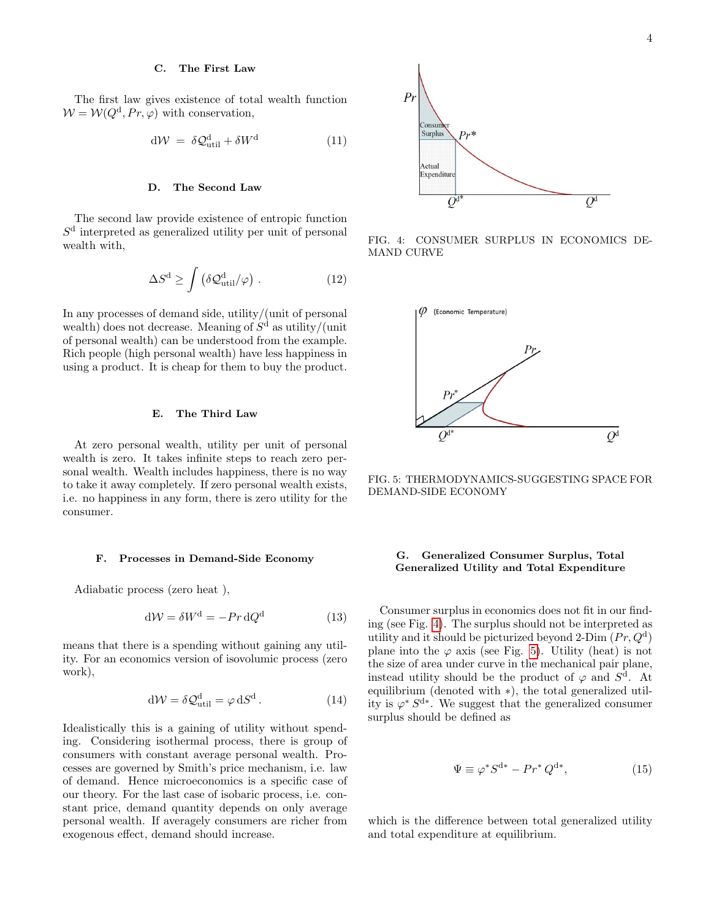### C. The First Law

The first law gives existence of total wealth function $\mathcal{W} = \mathcal{W}(Q^{\rm d}, Pr, \varphi)$ with conservation,

$$\mathrm{d}\mathcal{W} \;=\; \delta \mathcal{Q}^{\rm d}_{\rm util} + \delta W^{\rm d} \tag{11}$$

### D. The Second Law

The second law provide existence of entropic function $S^{\rm d}$ interpreted as generalized utility per unit of personal wealth with,

$$\Delta S^{\rm d} \geq \int \left(\delta \mathcal{Q}^{\rm d}_{\rm util}/\varphi\right) . \tag{12}$$

In any processes of demand side, utility/(unit of personal wealth) does not decrease. Meaning of $S^{\rm d}$ as utility/(unit of personal wealth) can be understood from the example. Rich people (high personal wealth) have less happiness in using a product. It is cheap for them to buy the product.

### E. The Third Law

At zero personal wealth, utility per unit of personal wealth is zero. It takes infinite steps to reach zero personal wealth. Wealth includes happiness, there is no way to take it away completely. If zero personal wealth exists, i.e. no happiness in any form, there is zero utility for the consumer.

### F. Processes in Demand-Side Economy

Adiabatic process (zero heat ),

$$\mathrm{d}\mathcal{W} = \delta W^{\rm d} = -Pr\, \mathrm{d}Q^{\rm d} \tag{13}$$

means that there is a spending without gaining any utility. For an economics version of isovolumic process (zero work),

$$\mathrm{d}\mathcal{W} = \delta \mathcal{Q}^{\rm d}_{\rm util} = \varphi\, \mathrm{d}S^{\rm d} . \tag{14}$$

Idealistically this is a gaining of utility without spending. Considering isothermal process, there is group of consumers with constant average personal wealth. Processes are governed by Smith's price mechanism, i.e. law of demand. Hence microeconomics is a specific case of our theory. For the last case of isobaric process, i.e. constant price, demand quantity depends on only average personal wealth. If averagely consumers are richer from exogenous effect, demand should increase.

FIG. 4: CONSUMER SURPLUS IN ECONOMICS DEMAND CURVE

FIG. 5: THERMODYNAMICS-SUGGESTING SPACE FOR DEMAND-SIDE ECONOMY

### G. Generalized Consumer Surplus, Total Generalized Utility and Total Expenditure

Consumer surplus in economics does not fit in our finding (see Fig. 4). The surplus should not be interpreted as utility and it should be picturized beyond 2-Dim $(Pr, Q^{\rm d})$ plane into the $\varphi$ axis (see Fig. 5). Utility (heat) is not the size of area under curve in the mechanical pair plane, instead utility should be the product of $\varphi$ and $S^{\rm d}$. At equilibrium (denoted with $*$), the total generalized utility is $\varphi^* S^{\rm d*}$. We suggest that the generalized consumer surplus should be defined as

$$\Psi \equiv \varphi^* S^{\rm d*} - Pr^*\, Q^{\rm d*}, \tag{15}$$

which is the difference between total generalized utility and total expenditure at equilibrium.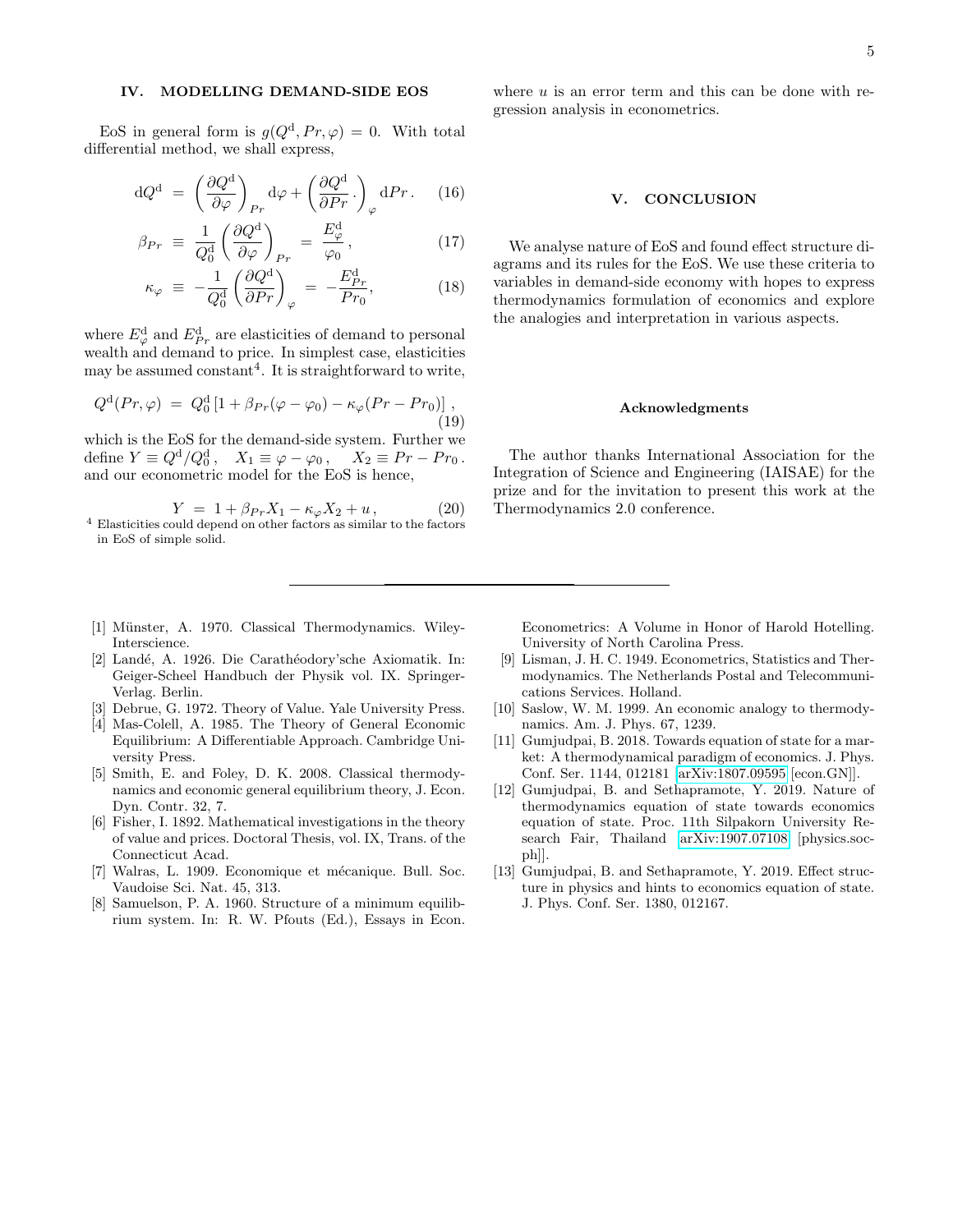## IV. MODELLING DEMAND-SIDE EOS

EoS in general form is $g(Q^{\rm d}, Pr, \varphi) = 0$. With total differential method, we shall express,

$$\mathrm{d}Q^{\rm d} \;=\; \left(\frac{\partial Q^{\rm d}}{\partial \varphi}\right)_{Pr} \mathrm{d}\varphi + \left(\frac{\partial Q^{\rm d}}{\partial Pr}\cdot\right)_{\varphi} \mathrm{d}Pr\,. \tag{16}$$

$$\beta_{Pr} \;\equiv\; \frac{1}{Q^{\rm d}_0}\left(\frac{\partial Q^{\rm d}}{\partial \varphi}\right)_{Pr} \;=\; \frac{E^{\rm d}_{\varphi}}{\varphi_0}\,, \tag{17}$$

$$\kappa_{\varphi} \;\equiv\; -\frac{1}{Q^{\rm d}_0}\left(\frac{\partial Q^{\rm d}}{\partial Pr}\right)_{\varphi} \;=\; -\frac{E^{\rm d}_{Pr}}{Pr_0}, \tag{18}$$

where $E^{\rm d}_{\varphi}$ and $E^{\rm d}_{Pr}$ are elasticities of demand to personal wealth and demand to price. In simplest case, elasticities may be assumed constant[4]. It is straightforward to write,

$$Q^{\rm d}(Pr, \varphi) \;=\; Q^{\rm d}_0\left[1 + \beta_{Pr}(\varphi - \varphi_0) - \kappa_{\varphi}(Pr - Pr_0)\right]\,, \tag{19}$$

which is the EoS for the demand-side system. Further we define $Y \equiv Q^{\rm d}/Q^{\rm d}_0\,,\quad X_1 \equiv \varphi - \varphi_0\,,\quad X_2 \equiv Pr - Pr_0\,.$ and our econometric model for the EoS is hence,

$$Y \;=\; 1 + \beta_{Pr}X_1 - \kappa_{\varphi}X_2 + u\,, \tag{20}$$

where $u$ is an error term and this can be done with regression analysis in econometrics.

[4] Elasticities could depend on other factors as similar to the factors in EoS of simple solid.

## V. CONCLUSION

We analyse nature of EoS and found effect structure diagrams and its rules for the EoS. We use these criteria to variables in demand-side economy with hopes to express thermodynamics formulation of economics and explore the analogies and interpretation in various aspects.

### Acknowledgments

The author thanks International Association for the Integration of Science and Engineering (IAISAE) for the prize and for the invitation to present this work at the Thermodynamics 2.0 conference.

---

[1] Münster, A. 1970. Classical Thermodynamics. Wiley-Interscience.

[2] Landé, A. 1926. Die Carathéodory'sche Axiomatik. In: Geiger-Scheel Handbuch der Physik vol. IX. Springer-Verlag. Berlin.

[3] Debrue, G. 1972. Theory of Value. Yale University Press.

[4] Mas-Colell, A. 1985. The Theory of General Economic Equilibrium: A Differentiable Approach. Cambridge University Press.

[5] Smith, E. and Foley, D. K. 2008. Classical thermodynamics and economic general equilibrium theory, J. Econ. Dyn. Contr. 32, 7.

[6] Fisher, I. 1892. Mathematical investigations in the theory of value and prices. Doctoral Thesis, vol. IX, Trans. of the Connecticut Acad.

[7] Walras, L. 1909. Economique et mécanique. Bull. Soc. Vaudoise Sci. Nat. 45, 313.

[8] Samuelson, P. A. 1960. Structure of a minimum equilibrium system. In: R. W. Pfouts (Ed.), Essays in Econ. Econometrics: A Volume in Honor of Harold Hotelling. University of North Carolina Press.

[9] Lisman, J. H. C. 1949. Econometrics, Statistics and Thermodynamics. The Netherlands Postal and Telecommunications Services. Holland.

[10] Saslow, W. M. 1999. An economic analogy to thermodynamics. Am. J. Phys. 67, 1239.

[11] Gumjudpai, B. 2018. Towards equation of state for a market: A thermodynamical paradigm of economics. J. Phys. Conf. Ser. 1144, 012181 [arXiv:1807.09595 [econ.GN]].

[12] Gumjudpai, B. and Sethapramote, Y. 2019. Nature of thermodynamics equation of state towards economics equation of state. Proc. 11th Silpakorn University Research Fair, Thailand [arXiv:1907.07108 [physics.soc-ph]].

[13] Gumjudpai, B. and Sethapramote, Y. 2019. Effect structure in physics and hints to economics equation of state. J. Phys. Conf. Ser. 1380, 012167.